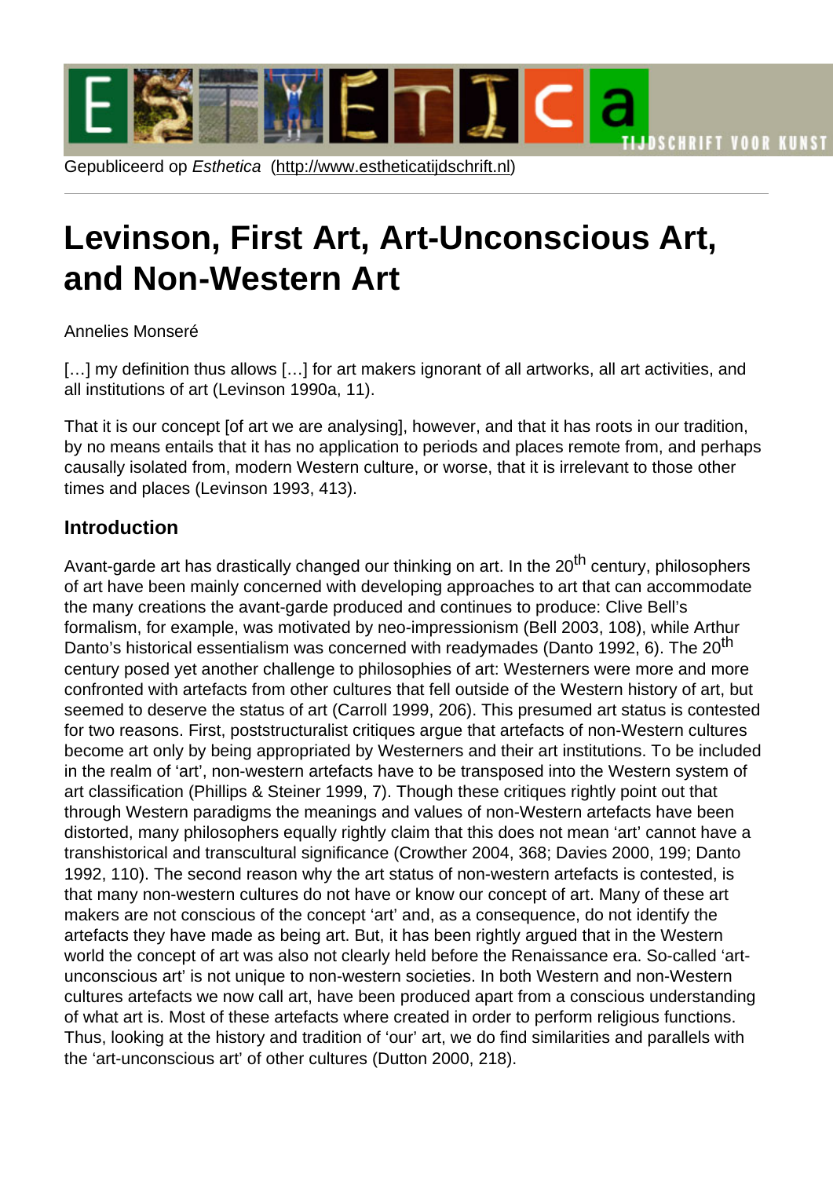Gepubliceerd op *Esthetica* (http://www.estheticatijdschrift.nl)

# Levinson, First Art, Art-Unconscious Art, and Non-Western Art

Annelies Monseré

[…] my definition thus allows […] for art makers ignorant of all artworks, all art activities, and all institutions of art (Levinson 1990a, 11).

That it is our concept [of art we are analysing], however, and that it has roots in our tradition, by no means entails that it has no application to periods and places remote from, and perhaps causally isolated from, modern Western culture, or worse, that it is irrelevant to those other times and places (Levinson 1993, 413).

## Introduction

Avant-garde art has drastically changed our thinking on art. In the 20th century, philosophers of art have been mainly concerned with developing approaches to art that can accommodate the many creations the avant-garde produced and continues to produce: Clive Bell's formalism, for example, was motivated by neo-impressionism (Bell 2003, 108), while Arthur Danto's historical essentialism was concerned with readymades (Danto 1992, 6). The 20th century posed yet another challenge to philosophies of art: Westerners were more and more confronted with artefacts from other cultures that fell outside of the Western history of art, but seemed to deserve the status of art (Carroll 1999, 206). This presumed art status is contested for two reasons. First, poststructuralist critiques argue that artefacts of non-Western cultures become art only by being appropriated by Westerners and their art institutions. To be included in the realm of 'art', non-western artefacts have to be transposed into the Western system of art classification (Phillips & Steiner 1999, 7). Though these critiques rightly point out that through Western paradigms the meanings and values of non-Western artefacts have been distorted, many philosophers equally rightly claim that this does not mean 'art' cannot have a transhistorical and transcultural significance (Crowther 2004, 368; Davies 2000, 199; Danto 1992, 110). The second reason why the art status of non-western artefacts is contested, is that many non-western cultures do not have or know our concept of art. Many of these art makers are not conscious of the concept 'art' and, as a consequence, do not identify the artefacts they have made as being art. But, it has been rightly argued that in the Western world the concept of art was also not clearly held before the Renaissance era. So-called 'art-unconscious art' is not unique to non-western societies. In both Western and non-Western cultures artefacts we now call art, have been produced apart from a conscious understanding of what art is. Most of these artefacts where created in order to perform religious functions. Thus, looking at the history and tradition of 'our' art, we do find similarities and parallels with the 'art-unconscious art' of other cultures (Dutton 2000, 218).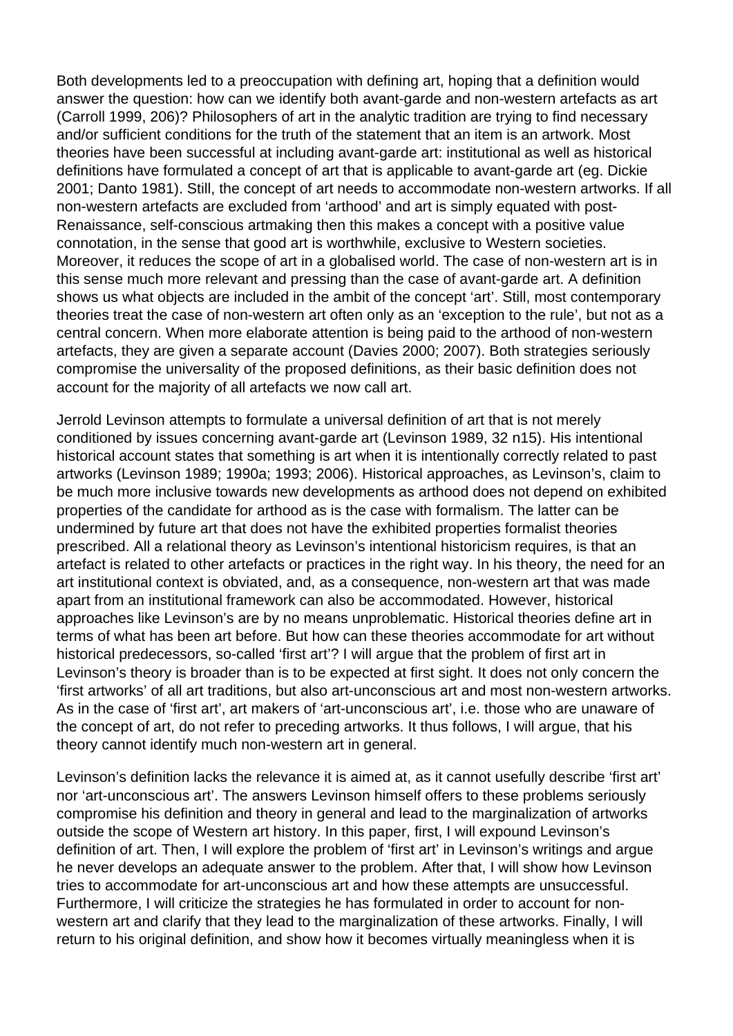Both developments led to a preoccupation with defining art, hoping that a definition would answer the question: how can we identify both avant-garde and non-western artefacts as art (Carroll 1999, 206)? Philosophers of art in the analytic tradition are trying to find necessary and/or sufficient conditions for the truth of the statement that an item is an artwork. Most theories have been successful at including avant-garde art: institutional as well as historical definitions have formulated a concept of art that is applicable to avant-garde art (eg. Dickie 2001; Danto 1981). Still, the concept of art needs to accommodate non-western artworks. If all non-western artefacts are excluded from 'arthood' and art is simply equated with post-Renaissance, self-conscious artmaking then this makes a concept with a positive value connotation, in the sense that good art is worthwhile, exclusive to Western societies. Moreover, it reduces the scope of art in a globalised world. The case of non-western art is in this sense much more relevant and pressing than the case of avant-garde art. A definition shows us what objects are included in the ambit of the concept 'art'. Still, most contemporary theories treat the case of non-western art often only as an 'exception to the rule', but not as a central concern. When more elaborate attention is being paid to the arthood of non-western artefacts, they are given a separate account (Davies 2000; 2007). Both strategies seriously compromise the universality of the proposed definitions, as their basic definition does not account for the majority of all artefacts we now call art.

Jerrold Levinson attempts to formulate a universal definition of art that is not merely conditioned by issues concerning avant-garde art (Levinson 1989, 32 n15). His intentional historical account states that something is art when it is intentionally correctly related to past artworks (Levinson 1989; 1990a; 1993; 2006). Historical approaches, as Levinson's, claim to be much more inclusive towards new developments as arthood does not depend on exhibited properties of the candidate for arthood as is the case with formalism. The latter can be undermined by future art that does not have the exhibited properties formalist theories prescribed. All a relational theory as Levinson's intentional historicism requires, is that an artefact is related to other artefacts or practices in the right way. In his theory, the need for an art institutional context is obviated, and, as a consequence, non-western art that was made apart from an institutional framework can also be accommodated. However, historical approaches like Levinson's are by no means unproblematic. Historical theories define art in terms of what has been art before. But how can these theories accommodate for art without historical predecessors, so-called 'first art'? I will argue that the problem of first art in Levinson's theory is broader than is to be expected at first sight. It does not only concern the 'first artworks' of all art traditions, but also art-unconscious art and most non-western artworks. As in the case of 'first art', art makers of 'art-unconscious art', i.e. those who are unaware of the concept of art, do not refer to preceding artworks. It thus follows, I will argue, that his theory cannot identify much non-western art in general.

Levinson's definition lacks the relevance it is aimed at, as it cannot usefully describe 'first art' nor 'art-unconscious art'. The answers Levinson himself offers to these problems seriously compromise his definition and theory in general and lead to the marginalization of artworks outside the scope of Western art history. In this paper, first, I will expound Levinson's definition of art. Then, I will explore the problem of 'first art' in Levinson's writings and argue he never develops an adequate answer to the problem. After that, I will show how Levinson tries to accommodate for art-unconscious art and how these attempts are unsuccessful. Furthermore, I will criticize the strategies he has formulated in order to account for non-western art and clarify that they lead to the marginalization of these artworks. Finally, I will return to his original definition, and show how it becomes virtually meaningless when it is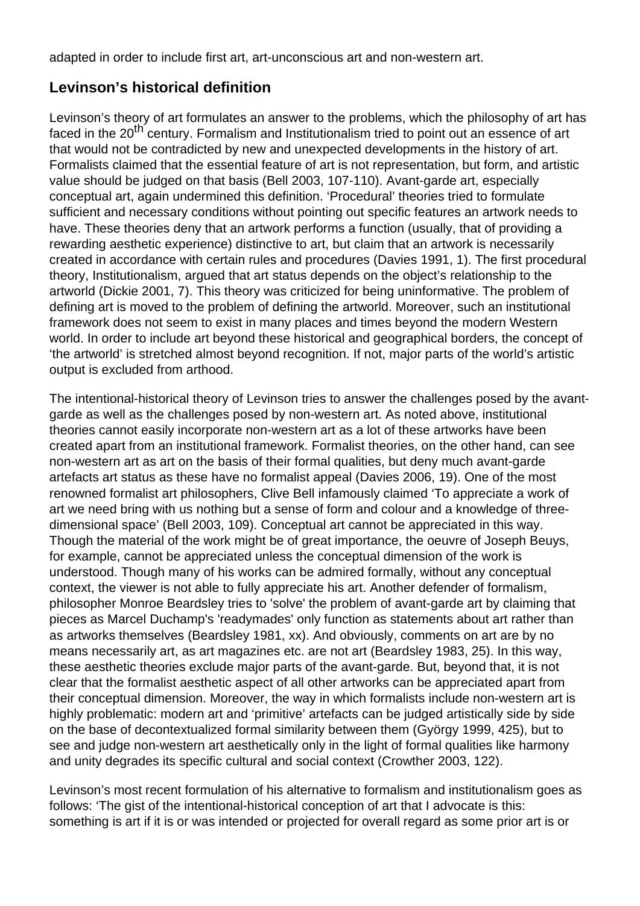adapted in order to include first art, art-unconscious art and non-western art.

## Levinson's historical definition

Levinson's theory of art formulates an answer to the problems, which the philosophy of art has faced in the 20th century. Formalism and Institutionalism tried to point out an essence of art that would not be contradicted by new and unexpected developments in the history of art. Formalists claimed that the essential feature of art is not representation, but form, and artistic value should be judged on that basis (Bell 2003, 107-110). Avant-garde art, especially conceptual art, again undermined this definition. 'Procedural' theories tried to formulate sufficient and necessary conditions without pointing out specific features an artwork needs to have. These theories deny that an artwork performs a function (usually, that of providing a rewarding aesthetic experience) distinctive to art, but claim that an artwork is necessarily created in accordance with certain rules and procedures (Davies 1991, 1). The first procedural theory, Institutionalism, argued that art status depends on the object's relationship to the artworld (Dickie 2001, 7). This theory was criticized for being uninformative. The problem of defining art is moved to the problem of defining the artworld. Moreover, such an institutional framework does not seem to exist in many places and times beyond the modern Western world. In order to include art beyond these historical and geographical borders, the concept of 'the artworld' is stretched almost beyond recognition. If not, major parts of the world's artistic output is excluded from arthood.

The intentional-historical theory of Levinson tries to answer the challenges posed by the avant-garde as well as the challenges posed by non-western art. As noted above, institutional theories cannot easily incorporate non-western art as a lot of these artworks have been created apart from an institutional framework. Formalist theories, on the other hand, can see non-western art as art on the basis of their formal qualities, but deny much avant-garde artefacts art status as these have no formalist appeal (Davies 2006, 19). One of the most renowned formalist art philosophers, Clive Bell infamously claimed 'To appreciate a work of art we need bring with us nothing but a sense of form and colour and a knowledge of three-dimensional space' (Bell 2003, 109). Conceptual art cannot be appreciated in this way. Though the material of the work might be of great importance, the oeuvre of Joseph Beuys, for example, cannot be appreciated unless the conceptual dimension of the work is understood. Though many of his works can be admired formally, without any conceptual context, the viewer is not able to fully appreciate his art. Another defender of formalism, philosopher Monroe Beardsley tries to 'solve' the problem of avant-garde art by claiming that pieces as Marcel Duchamp's 'readymades' only function as statements about art rather than as artworks themselves (Beardsley 1981, xx). And obviously, comments on art are by no means necessarily art, as art magazines etc. are not art (Beardsley 1983, 25). In this way, these aesthetic theories exclude major parts of the avant-garde. But, beyond that, it is not clear that the formalist aesthetic aspect of all other artworks can be appreciated apart from their conceptual dimension. Moreover, the way in which formalists include non-western art is highly problematic: modern art and 'primitive' artefacts can be judged artistically side by side on the base of decontextualized formal similarity between them (György 1999, 425), but to see and judge non-western art aesthetically only in the light of formal qualities like harmony and unity degrades its specific cultural and social context (Crowther 2003, 122).

Levinson's most recent formulation of his alternative to formalism and institutionalism goes as follows: 'The gist of the intentional-historical conception of art that I advocate is this: something is art if it is or was intended or projected for overall regard as some prior art is or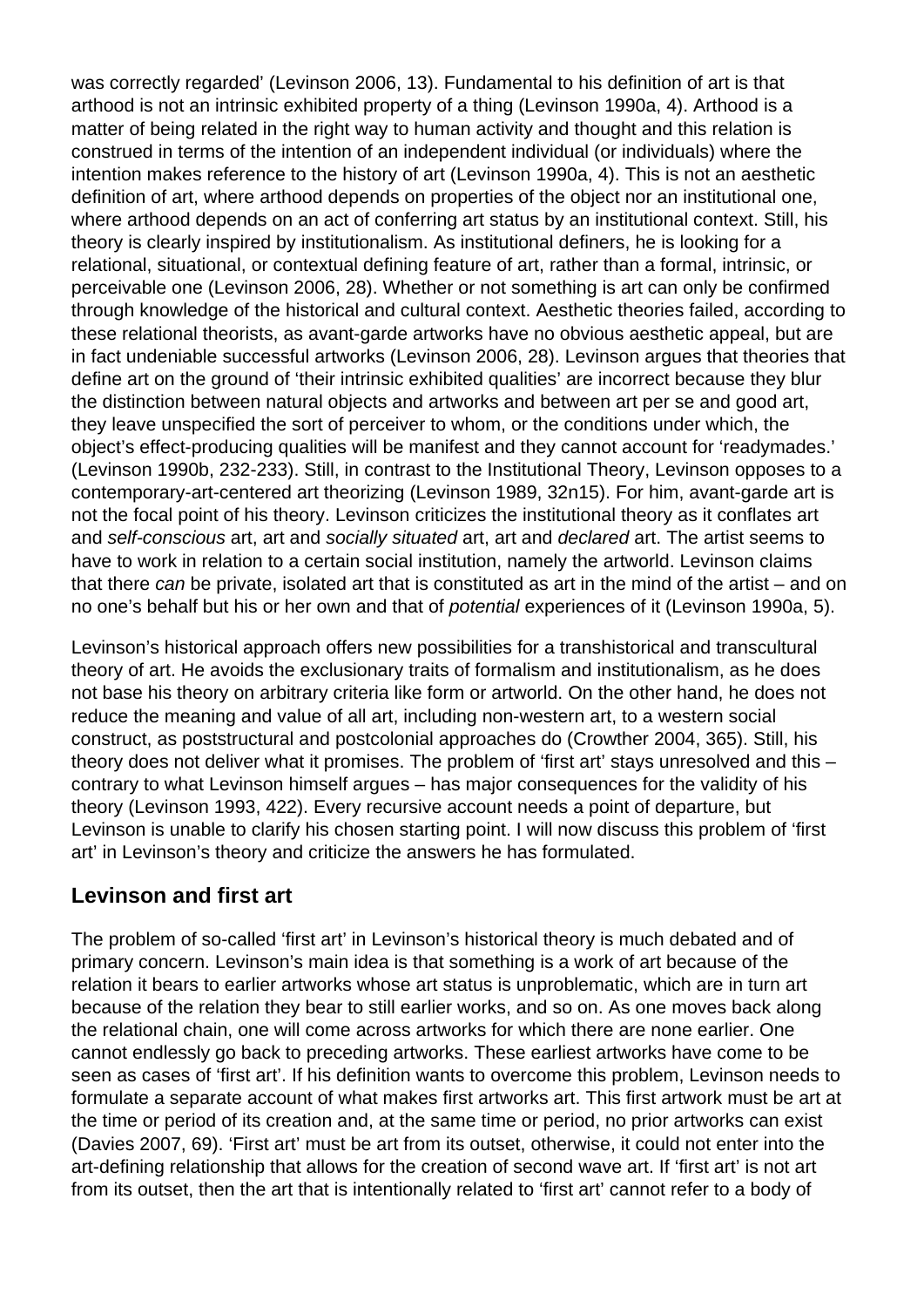was correctly regarded' (Levinson 2006, 13). Fundamental to his definition of art is that arthood is not an intrinsic exhibited property of a thing (Levinson 1990a, 4). Arthood is a matter of being related in the right way to human activity and thought and this relation is construed in terms of the intention of an independent individual (or individuals) where the intention makes reference to the history of art (Levinson 1990a, 4). This is not an aesthetic definition of art, where arthood depends on properties of the object nor an institutional one, where arthood depends on an act of conferring art status by an institutional context. Still, his theory is clearly inspired by institutionalism. As institutional definers, he is looking for a relational, situational, or contextual defining feature of art, rather than a formal, intrinsic, or perceivable one (Levinson 2006, 28). Whether or not something is art can only be confirmed through knowledge of the historical and cultural context. Aesthetic theories failed, according to these relational theorists, as avant-garde artworks have no obvious aesthetic appeal, but are in fact undeniable successful artworks (Levinson 2006, 28). Levinson argues that theories that define art on the ground of 'their intrinsic exhibited qualities' are incorrect because they blur the distinction between natural objects and artworks and between art per se and good art, they leave unspecified the sort of perceiver to whom, or the conditions under which, the object's effect-producing qualities will be manifest and they cannot account for 'readymades.' (Levinson 1990b, 232-233). Still, in contrast to the Institutional Theory, Levinson opposes to a contemporary-art-centered art theorizing (Levinson 1989, 32n15). For him, avant-garde art is not the focal point of his theory. Levinson criticizes the institutional theory as it conflates art and *self-conscious* art, art and *socially situated* art, art and *declared* art. The artist seems to have to work in relation to a certain social institution, namely the artworld. Levinson claims that there *can* be private, isolated art that is constituted as art in the mind of the artist – and on no one's behalf but his or her own and that of *potential* experiences of it (Levinson 1990a, 5).

Levinson's historical approach offers new possibilities for a transhistorical and transcultural theory of art. He avoids the exclusionary traits of formalism and institutionalism, as he does not base his theory on arbitrary criteria like form or artworld. On the other hand, he does not reduce the meaning and value of all art, including non-western art, to a western social construct, as poststructural and postcolonial approaches do (Crowther 2004, 365). Still, his theory does not deliver what it promises. The problem of 'first art' stays unresolved and this – contrary to what Levinson himself argues – has major consequences for the validity of his theory (Levinson 1993, 422). Every recursive account needs a point of departure, but Levinson is unable to clarify his chosen starting point. I will now discuss this problem of 'first art' in Levinson's theory and criticize the answers he has formulated.

## Levinson and first art

The problem of so-called 'first art' in Levinson's historical theory is much debated and of primary concern. Levinson's main idea is that something is a work of art because of the relation it bears to earlier artworks whose art status is unproblematic, which are in turn art because of the relation they bear to still earlier works, and so on. As one moves back along the relational chain, one will come across artworks for which there are none earlier. One cannot endlessly go back to preceding artworks. These earliest artworks have come to be seen as cases of 'first art'. If his definition wants to overcome this problem, Levinson needs to formulate a separate account of what makes first artworks art. This first artwork must be art at the time or period of its creation and, at the same time or period, no prior artworks can exist (Davies 2007, 69). 'First art' must be art from its outset, otherwise, it could not enter into the art-defining relationship that allows for the creation of second wave art. If 'first art' is not art from its outset, then the art that is intentionally related to 'first art' cannot refer to a body of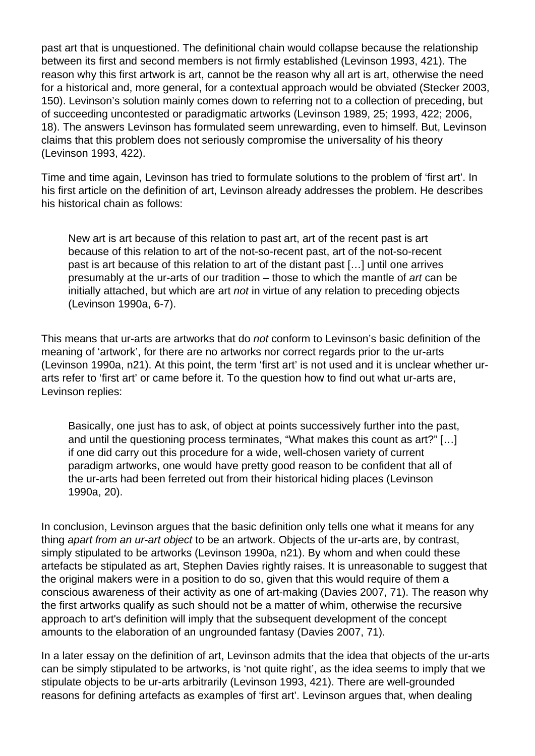past art that is unquestioned. The definitional chain would collapse because the relationship between its first and second members is not firmly established (Levinson 1993, 421). The reason why this first artwork is art, cannot be the reason why all art is art, otherwise the need for a historical and, more general, for a contextual approach would be obviated (Stecker 2003, 150). Levinson's solution mainly comes down to referring not to a collection of preceding, but of succeeding uncontested or paradigmatic artworks (Levinson 1989, 25; 1993, 422; 2006, 18). The answers Levinson has formulated seem unrewarding, even to himself. But, Levinson claims that this problem does not seriously compromise the universality of his theory (Levinson 1993, 422).

Time and time again, Levinson has tried to formulate solutions to the problem of 'first art'. In his first article on the definition of art, Levinson already addresses the problem. He describes his historical chain as follows:

> New art is art because of this relation to past art, art of the recent past is art because of this relation to art of the not-so-recent past, art of the not-so-recent past is art because of this relation to art of the distant past […] until one arrives presumably at the ur-arts of our tradition – those to which the mantle of *art* can be initially attached, but which are art *not* in virtue of any relation to preceding objects (Levinson 1990a, 6-7).

This means that ur-arts are artworks that do *not* conform to Levinson's basic definition of the meaning of 'artwork', for there are no artworks nor correct regards prior to the ur-arts (Levinson 1990a, n21). At this point, the term 'first art' is not used and it is unclear whether ur-arts refer to 'first art' or came before it. To the question how to find out what ur-arts are, Levinson replies:

> Basically, one just has to ask, of object at points successively further into the past, and until the questioning process terminates, "What makes this count as art?" […] if one did carry out this procedure for a wide, well-chosen variety of current paradigm artworks, one would have pretty good reason to be confident that all of the ur-arts had been ferreted out from their historical hiding places (Levinson 1990a, 20).

In conclusion, Levinson argues that the basic definition only tells one what it means for any thing *apart from an ur-art object* to be an artwork. Objects of the ur-arts are, by contrast, simply stipulated to be artworks (Levinson 1990a, n21). By whom and when could these artefacts be stipulated as art, Stephen Davies rightly raises. It is unreasonable to suggest that the original makers were in a position to do so, given that this would require of them a conscious awareness of their activity as one of art-making (Davies 2007, 71). The reason why the first artworks qualify as such should not be a matter of whim, otherwise the recursive approach to art's definition will imply that the subsequent development of the concept amounts to the elaboration of an ungrounded fantasy (Davies 2007, 71).

In a later essay on the definition of art, Levinson admits that the idea that objects of the ur-arts can be simply stipulated to be artworks, is 'not quite right', as the idea seems to imply that we stipulate objects to be ur-arts arbitrarily (Levinson 1993, 421). There are well-grounded reasons for defining artefacts as examples of 'first art'. Levinson argues that, when dealing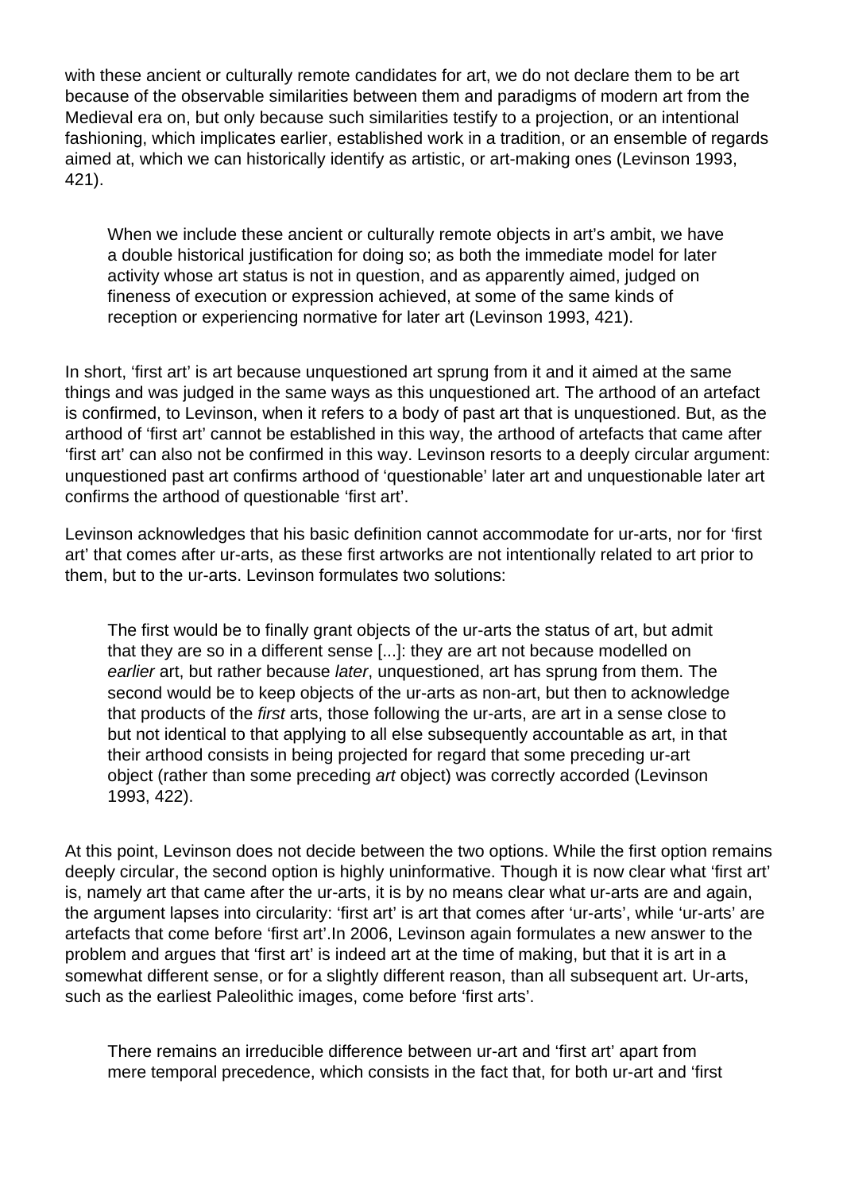with these ancient or culturally remote candidates for art, we do not declare them to be art because of the observable similarities between them and paradigms of modern art from the Medieval era on, but only because such similarities testify to a projection, or an intentional fashioning, which implicates earlier, established work in a tradition, or an ensemble of regards aimed at, which we can historically identify as artistic, or art-making ones (Levinson 1993, 421).

> When we include these ancient or culturally remote objects in art's ambit, we have a double historical justification for doing so; as both the immediate model for later activity whose art status is not in question, and as apparently aimed, judged on fineness of execution or expression achieved, at some of the same kinds of reception or experiencing normative for later art (Levinson 1993, 421).

In short, 'first art' is art because unquestioned art sprung from it and it aimed at the same things and was judged in the same ways as this unquestioned art. The arthood of an artefact is confirmed, to Levinson, when it refers to a body of past art that is unquestioned. But, as the arthood of 'first art' cannot be established in this way, the arthood of artefacts that came after 'first art' can also not be confirmed in this way. Levinson resorts to a deeply circular argument: unquestioned past art confirms arthood of 'questionable' later art and unquestionable later art confirms the arthood of questionable 'first art'.

Levinson acknowledges that his basic definition cannot accommodate for ur-arts, nor for 'first art' that comes after ur-arts, as these first artworks are not intentionally related to art prior to them, but to the ur-arts. Levinson formulates two solutions:

> The first would be to finally grant objects of the ur-arts the status of art, but admit that they are so in a different sense [...]: they are art not because modelled on *earlier* art, but rather because *later*, unquestioned, art has sprung from them. The second would be to keep objects of the ur-arts as non-art, but then to acknowledge that products of the *first* arts, those following the ur-arts, are art in a sense close to but not identical to that applying to all else subsequently accountable as art, in that their arthood consists in being projected for regard that some preceding ur-art object (rather than some preceding *art* object) was correctly accorded (Levinson 1993, 422).

At this point, Levinson does not decide between the two options. While the first option remains deeply circular, the second option is highly uninformative. Though it is now clear what 'first art' is, namely art that came after the ur-arts, it is by no means clear what ur-arts are and again, the argument lapses into circularity: 'first art' is art that comes after 'ur-arts', while 'ur-arts' are artefacts that come before 'first art'.In 2006, Levinson again formulates a new answer to the problem and argues that 'first art' is indeed art at the time of making, but that it is art in a somewhat different sense, or for a slightly different reason, than all subsequent art. Ur-arts, such as the earliest Paleolithic images, come before 'first arts'.

> There remains an irreducible difference between ur-art and 'first art' apart from mere temporal precedence, which consists in the fact that, for both ur-art and 'first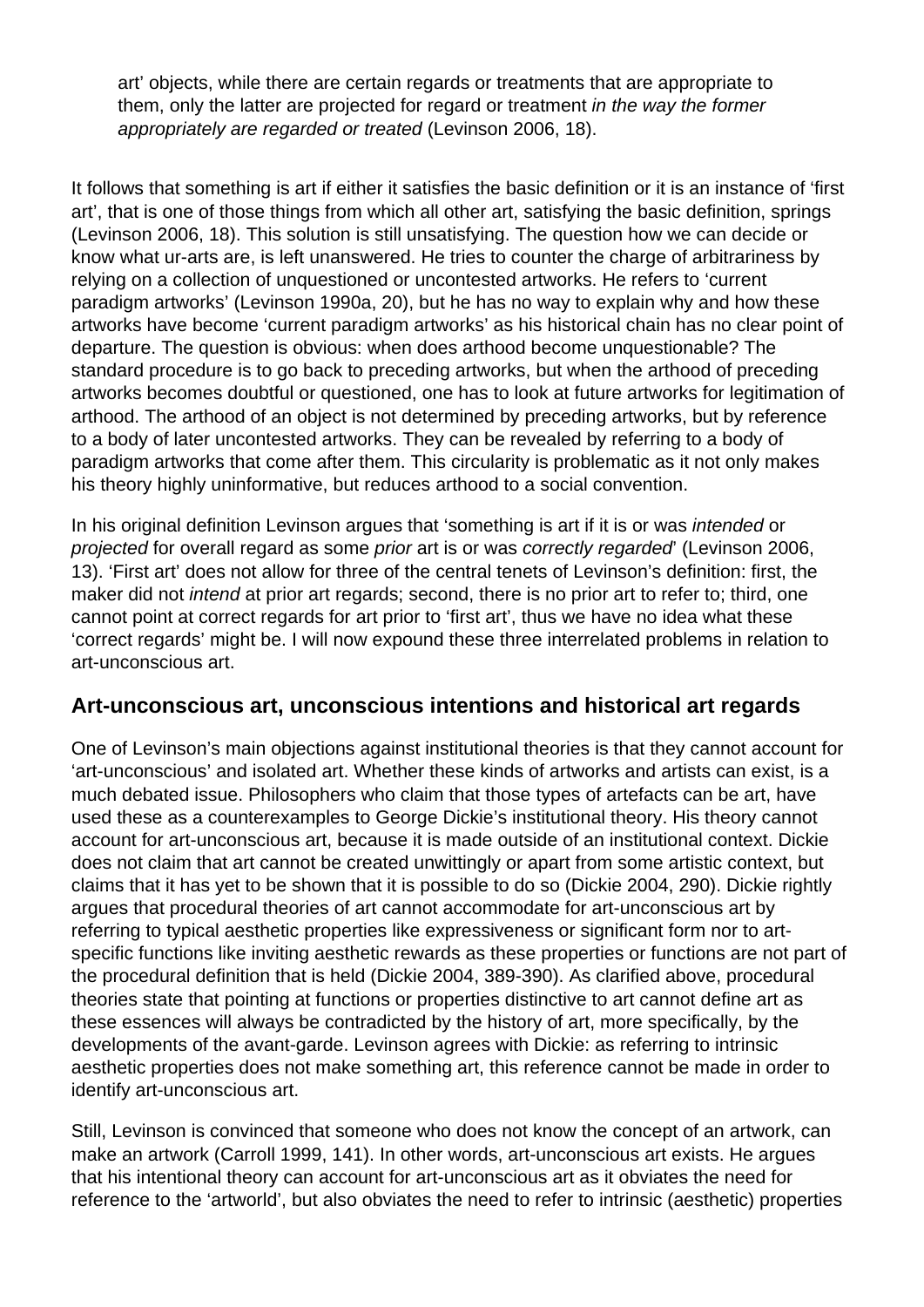> art' objects, while there are certain regards or treatments that are appropriate to them, only the latter are projected for regard or treatment *in the way the former appropriately are regarded or treated* (Levinson 2006, 18).

It follows that something is art if either it satisfies the basic definition or it is an instance of 'first art', that is one of those things from which all other art, satisfying the basic definition, springs (Levinson 2006, 18). This solution is still unsatisfying. The question how we can decide or know what ur-arts are, is left unanswered. He tries to counter the charge of arbitrariness by relying on a collection of unquestioned or uncontested artworks. He refers to 'current paradigm artworks' (Levinson 1990a, 20), but he has no way to explain why and how these artworks have become 'current paradigm artworks' as his historical chain has no clear point of departure. The question is obvious: when does arthood become unquestionable? The standard procedure is to go back to preceding artworks, but when the arthood of preceding artworks becomes doubtful or questioned, one has to look at future artworks for legitimation of arthood. The arthood of an object is not determined by preceding artworks, but by reference to a body of later uncontested artworks. They can be revealed by referring to a body of paradigm artworks that come after them. This circularity is problematic as it not only makes his theory highly uninformative, but reduces arthood to a social convention.

In his original definition Levinson argues that 'something is art if it is or was *intended* or *projected* for overall regard as some *prior* art is or was *correctly regarded*' (Levinson 2006, 13). 'First art' does not allow for three of the central tenets of Levinson's definition: first, the maker did not *intend* at prior art regards; second, there is no prior art to refer to; third, one cannot point at correct regards for art prior to 'first art', thus we have no idea what these 'correct regards' might be. I will now expound these three interrelated problems in relation to art-unconscious art.

## Art-unconscious art, unconscious intentions and historical art regards

One of Levinson's main objections against institutional theories is that they cannot account for 'art-unconscious' and isolated art. Whether these kinds of artworks and artists can exist, is a much debated issue. Philosophers who claim that those types of artefacts can be art, have used these as a counterexamples to George Dickie's institutional theory. His theory cannot account for art-unconscious art, because it is made outside of an institutional context. Dickie does not claim that art cannot be created unwittingly or apart from some artistic context, but claims that it has yet to be shown that it is possible to do so (Dickie 2004, 290). Dickie rightly argues that procedural theories of art cannot accommodate for art-unconscious art by referring to typical aesthetic properties like expressiveness or significant form nor to art-specific functions like inviting aesthetic rewards as these properties or functions are not part of the procedural definition that is held (Dickie 2004, 389-390). As clarified above, procedural theories state that pointing at functions or properties distinctive to art cannot define art as these essences will always be contradicted by the history of art, more specifically, by the developments of the avant-garde. Levinson agrees with Dickie: as referring to intrinsic aesthetic properties does not make something art, this reference cannot be made in order to identify art-unconscious art.

Still, Levinson is convinced that someone who does not know the concept of an artwork, can make an artwork (Carroll 1999, 141). In other words, art-unconscious art exists. He argues that his intentional theory can account for art-unconscious art as it obviates the need for reference to the 'artworld', but also obviates the need to refer to intrinsic (aesthetic) properties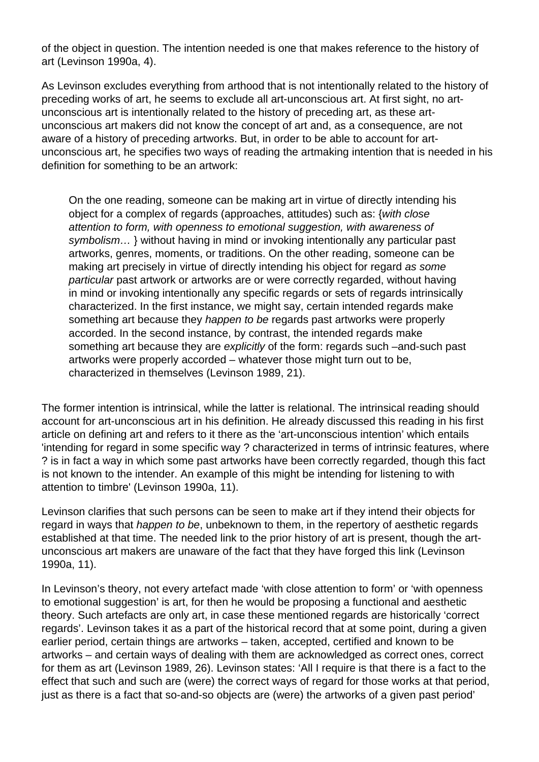of the object in question. The intention needed is one that makes reference to the history of art (Levinson 1990a, 4).

As Levinson excludes everything from arthood that is not intentionally related to the history of preceding works of art, he seems to exclude all art-unconscious art. At first sight, no art-unconscious art is intentionally related to the history of preceding art, as these art-unconscious art makers did not know the concept of art and, as a consequence, are not aware of a history of preceding artworks. But, in order to be able to account for art-unconscious art, he specifies two ways of reading the artmaking intention that is needed in his definition for something to be an artwork:

> On the one reading, someone can be making art in virtue of directly intending his object for a complex of regards (approaches, attitudes) such as: {*with close attention to form, with openness to emotional suggestion, with awareness of symbolism…* } without having in mind or invoking intentionally any particular past artworks, genres, moments, or traditions. On the other reading, someone can be making art precisely in virtue of directly intending his object for regard *as some particular* past artwork or artworks are or were correctly regarded, without having in mind or invoking intentionally any specific regards or sets of regards intrinsically characterized. In the first instance, we might say, certain intended regards make something art because they *happen to be* regards past artworks were properly accorded. In the second instance, by contrast, the intended regards make something art because they are *explicitly* of the form: regards such –and-such past artworks were properly accorded – whatever those might turn out to be, characterized in themselves (Levinson 1989, 21).

The former intention is intrinsical, while the latter is relational. The intrinsical reading should account for art-unconscious art in his definition. He already discussed this reading in his first article on defining art and refers to it there as the 'art-unconscious intention' which entails 'intending for regard in some specific way ? characterized in terms of intrinsic features, where ? is in fact a way in which some past artworks have been correctly regarded, though this fact is not known to the intender. An example of this might be intending for listening to with attention to timbre' (Levinson 1990a, 11).

Levinson clarifies that such persons can be seen to make art if they intend their objects for regard in ways that *happen to be*, unbeknown to them, in the repertory of aesthetic regards established at that time. The needed link to the prior history of art is present, though the art-unconscious art makers are unaware of the fact that they have forged this link (Levinson 1990a, 11).

In Levinson's theory, not every artefact made 'with close attention to form' or 'with openness to emotional suggestion' is art, for then he would be proposing a functional and aesthetic theory. Such artefacts are only art, in case these mentioned regards are historically 'correct regards'. Levinson takes it as a part of the historical record that at some point, during a given earlier period, certain things are artworks – taken, accepted, certified and known to be artworks – and certain ways of dealing with them are acknowledged as correct ones, correct for them as art (Levinson 1989, 26). Levinson states: 'All I require is that there is a fact to the effect that such and such are (were) the correct ways of regard for those works at that period, just as there is a fact that so-and-so objects are (were) the artworks of a given past period'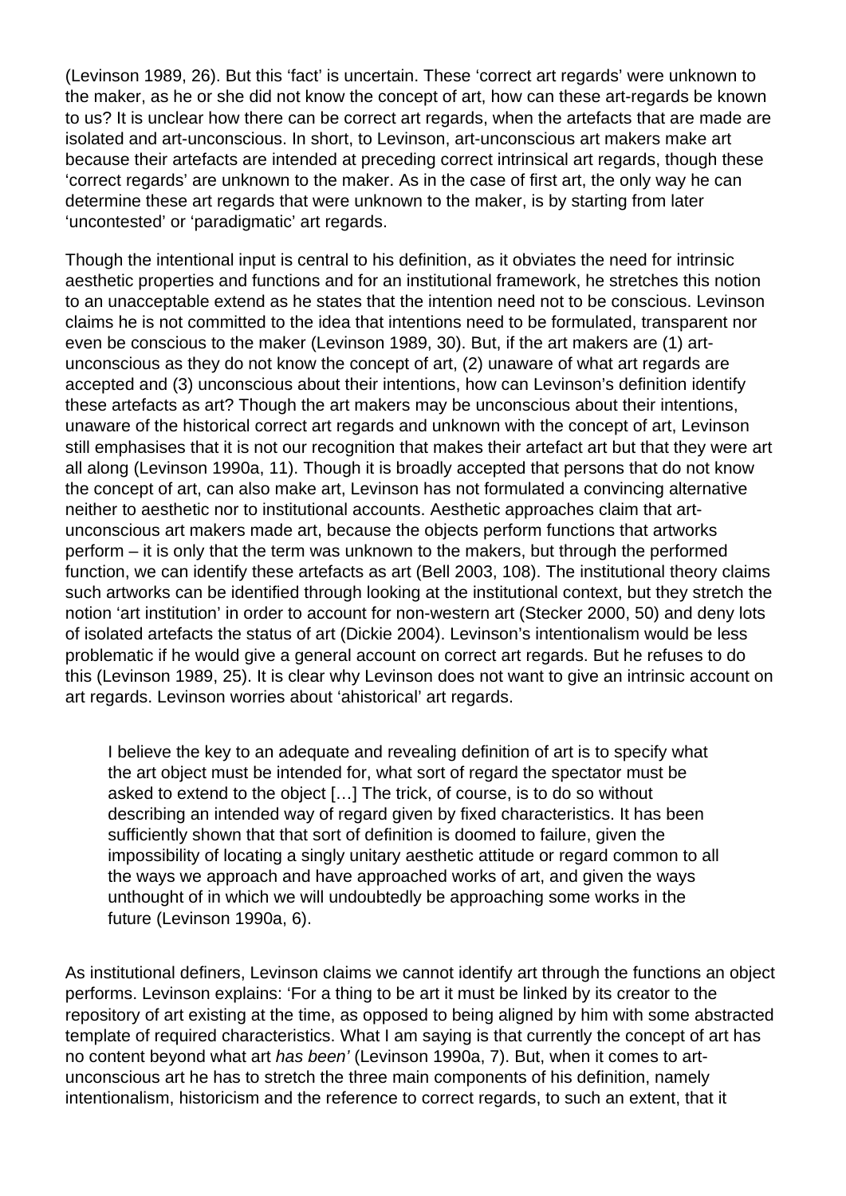(Levinson 1989, 26). But this 'fact' is uncertain. These 'correct art regards' were unknown to the maker, as he or she did not know the concept of art, how can these art-regards be known to us? It is unclear how there can be correct art regards, when the artefacts that are made are isolated and art-unconscious. In short, to Levinson, art-unconscious art makers make art because their artefacts are intended at preceding correct intrinsical art regards, though these 'correct regards' are unknown to the maker. As in the case of first art, the only way he can determine these art regards that were unknown to the maker, is by starting from later 'uncontested' or 'paradigmatic' art regards.

Though the intentional input is central to his definition, as it obviates the need for intrinsic aesthetic properties and functions and for an institutional framework, he stretches this notion to an unacceptable extend as he states that the intention need not to be conscious. Levinson claims he is not committed to the idea that intentions need to be formulated, transparent nor even be conscious to the maker (Levinson 1989, 30). But, if the art makers are (1) art-unconscious as they do not know the concept of art, (2) unaware of what art regards are accepted and (3) unconscious about their intentions, how can Levinson's definition identify these artefacts as art? Though the art makers may be unconscious about their intentions, unaware of the historical correct art regards and unknown with the concept of art, Levinson still emphasises that it is not our recognition that makes their artefact art but that they were art all along (Levinson 1990a, 11). Though it is broadly accepted that persons that do not know the concept of art, can also make art, Levinson has not formulated a convincing alternative neither to aesthetic nor to institutional accounts. Aesthetic approaches claim that art-unconscious art makers made art, because the objects perform functions that artworks perform – it is only that the term was unknown to the makers, but through the performed function, we can identify these artefacts as art (Bell 2003, 108). The institutional theory claims such artworks can be identified through looking at the institutional context, but they stretch the notion 'art institution' in order to account for non-western art (Stecker 2000, 50) and deny lots of isolated artefacts the status of art (Dickie 2004). Levinson's intentionalism would be less problematic if he would give a general account on correct art regards. But he refuses to do this (Levinson 1989, 25). It is clear why Levinson does not want to give an intrinsic account on art regards. Levinson worries about 'ahistorical' art regards.

> I believe the key to an adequate and revealing definition of art is to specify what the art object must be intended for, what sort of regard the spectator must be asked to extend to the object […] The trick, of course, is to do so without describing an intended way of regard given by fixed characteristics. It has been sufficiently shown that that sort of definition is doomed to failure, given the impossibility of locating a singly unitary aesthetic attitude or regard common to all the ways we approach and have approached works of art, and given the ways unthought of in which we will undoubtedly be approaching some works in the future (Levinson 1990a, 6).

As institutional definers, Levinson claims we cannot identify art through the functions an object performs. Levinson explains: 'For a thing to be art it must be linked by its creator to the repository of art existing at the time, as opposed to being aligned by him with some abstracted template of required characteristics. What I am saying is that currently the concept of art has no content beyond what art *has been'* (Levinson 1990a, 7). But, when it comes to art-unconscious art he has to stretch the three main components of his definition, namely intentionalism, historicism and the reference to correct regards, to such an extent, that it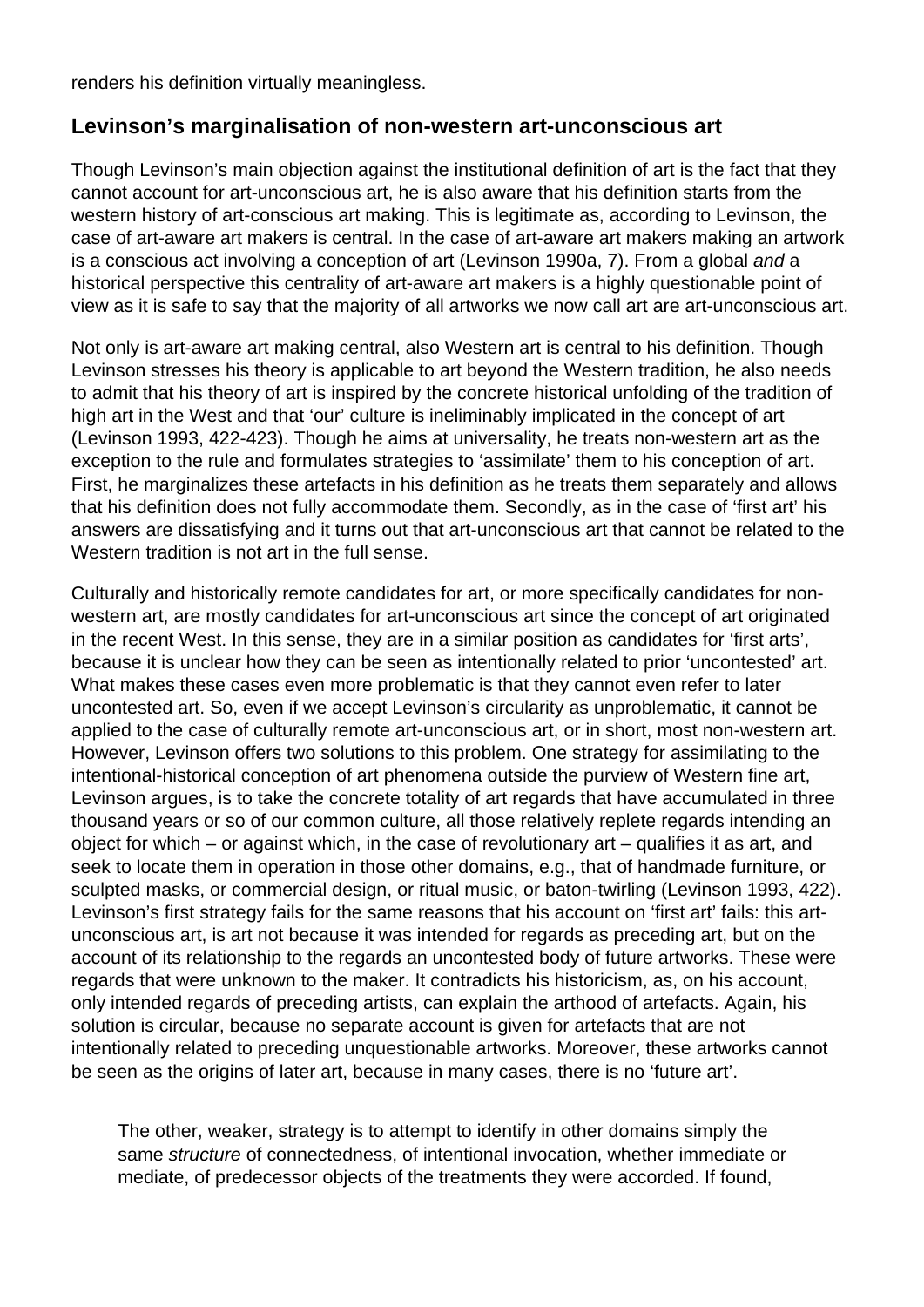renders his definition virtually meaningless.

## Levinson's marginalisation of non-western art-unconscious art

Though Levinson's main objection against the institutional definition of art is the fact that they cannot account for art-unconscious art, he is also aware that his definition starts from the western history of art-conscious art making. This is legitimate as, according to Levinson, the case of art-aware art makers is central. In the case of art-aware art makers making an artwork is a conscious act involving a conception of art (Levinson 1990a, 7). From a global *and* a historical perspective this centrality of art-aware art makers is a highly questionable point of view as it is safe to say that the majority of all artworks we now call art are art-unconscious art.

Not only is art-aware art making central, also Western art is central to his definition. Though Levinson stresses his theory is applicable to art beyond the Western tradition, he also needs to admit that his theory of art is inspired by the concrete historical unfolding of the tradition of high art in the West and that 'our' culture is ineliminably implicated in the concept of art (Levinson 1993, 422-423). Though he aims at universality, he treats non-western art as the exception to the rule and formulates strategies to 'assimilate' them to his conception of art. First, he marginalizes these artefacts in his definition as he treats them separately and allows that his definition does not fully accommodate them. Secondly, as in the case of 'first art' his answers are dissatisfying and it turns out that art-unconscious art that cannot be related to the Western tradition is not art in the full sense.

Culturally and historically remote candidates for art, or more specifically candidates for non-western art, are mostly candidates for art-unconscious art since the concept of art originated in the recent West. In this sense, they are in a similar position as candidates for 'first arts', because it is unclear how they can be seen as intentionally related to prior 'uncontested' art. What makes these cases even more problematic is that they cannot even refer to later uncontested art. So, even if we accept Levinson's circularity as unproblematic, it cannot be applied to the case of culturally remote art-unconscious art, or in short, most non-western art. However, Levinson offers two solutions to this problem. One strategy for assimilating to the intentional-historical conception of art phenomena outside the purview of Western fine art, Levinson argues, is to take the concrete totality of art regards that have accumulated in three thousand years or so of our common culture, all those relatively replete regards intending an object for which – or against which, in the case of revolutionary art – qualifies it as art, and seek to locate them in operation in those other domains, e.g., that of handmade furniture, or sculpted masks, or commercial design, or ritual music, or baton-twirling (Levinson 1993, 422). Levinson's first strategy fails for the same reasons that his account on 'first art' fails: this art-unconscious art, is art not because it was intended for regards as preceding art, but on the account of its relationship to the regards an uncontested body of future artworks. These were regards that were unknown to the maker. It contradicts his historicism, as, on his account, only intended regards of preceding artists, can explain the arthood of artefacts. Again, his solution is circular, because no separate account is given for artefacts that are not intentionally related to preceding unquestionable artworks. Moreover, these artworks cannot be seen as the origins of later art, because in many cases, there is no 'future art'.

> The other, weaker, strategy is to attempt to identify in other domains simply the same *structure* of connectedness, of intentional invocation, whether immediate or mediate, of predecessor objects of the treatments they were accorded. If found,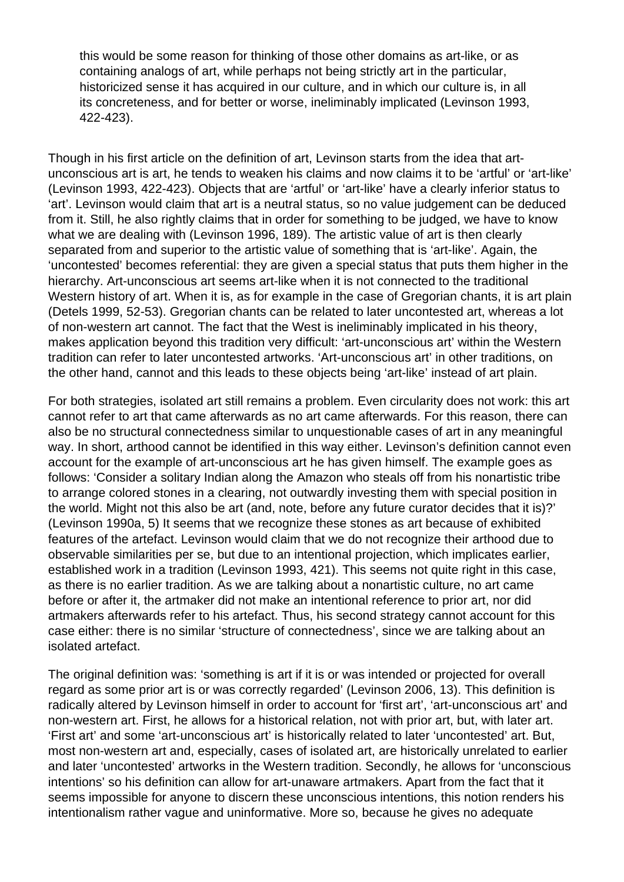> this would be some reason for thinking of those other domains as art-like, or as containing analogs of art, while perhaps not being strictly art in the particular, historicized sense it has acquired in our culture, and in which our culture is, in all its concreteness, and for better or worse, ineliminably implicated (Levinson 1993, 422-423).

Though in his first article on the definition of art, Levinson starts from the idea that art-unconscious art is art, he tends to weaken his claims and now claims it to be 'artful' or 'art-like' (Levinson 1993, 422-423). Objects that are 'artful' or 'art-like' have a clearly inferior status to 'art'. Levinson would claim that art is a neutral status, so no value judgement can be deduced from it. Still, he also rightly claims that in order for something to be judged, we have to know what we are dealing with (Levinson 1996, 189). The artistic value of art is then clearly separated from and superior to the artistic value of something that is 'art-like'. Again, the 'uncontested' becomes referential: they are given a special status that puts them higher in the hierarchy. Art-unconscious art seems art-like when it is not connected to the traditional Western history of art. When it is, as for example in the case of Gregorian chants, it is art plain (Detels 1999, 52-53). Gregorian chants can be related to later uncontested art, whereas a lot of non-western art cannot. The fact that the West is ineliminably implicated in his theory, makes application beyond this tradition very difficult: 'art-unconscious art' within the Western tradition can refer to later uncontested artworks. 'Art-unconscious art' in other traditions, on the other hand, cannot and this leads to these objects being 'art-like' instead of art plain.

For both strategies, isolated art still remains a problem. Even circularity does not work: this art cannot refer to art that came afterwards as no art came afterwards. For this reason, there can also be no structural connectedness similar to unquestionable cases of art in any meaningful way. In short, arthood cannot be identified in this way either. Levinson's definition cannot even account for the example of art-unconscious art he has given himself. The example goes as follows: 'Consider a solitary Indian along the Amazon who steals off from his nonartistic tribe to arrange colored stones in a clearing, not outwardly investing them with special position in the world. Might not this also be art (and, note, before any future curator decides that it is)?' (Levinson 1990a, 5) It seems that we recognize these stones as art because of exhibited features of the artefact. Levinson would claim that we do not recognize their arthood due to observable similarities per se, but due to an intentional projection, which implicates earlier, established work in a tradition (Levinson 1993, 421). This seems not quite right in this case, as there is no earlier tradition. As we are talking about a nonartistic culture, no art came before or after it, the artmaker did not make an intentional reference to prior art, nor did artmakers afterwards refer to his artefact. Thus, his second strategy cannot account for this case either: there is no similar 'structure of connectedness', since we are talking about an isolated artefact.

The original definition was: 'something is art if it is or was intended or projected for overall regard as some prior art is or was correctly regarded' (Levinson 2006, 13). This definition is radically altered by Levinson himself in order to account for 'first art', 'art-unconscious art' and non-western art. First, he allows for a historical relation, not with prior art, but, with later art. 'First art' and some 'art-unconscious art' is historically related to later 'uncontested' art. But, most non-western art and, especially, cases of isolated art, are historically unrelated to earlier and later 'uncontested' artworks in the Western tradition. Secondly, he allows for 'unconscious intentions' so his definition can allow for art-unaware artmakers. Apart from the fact that it seems impossible for anyone to discern these unconscious intentions, this notion renders his intentionalism rather vague and uninformative. More so, because he gives no adequate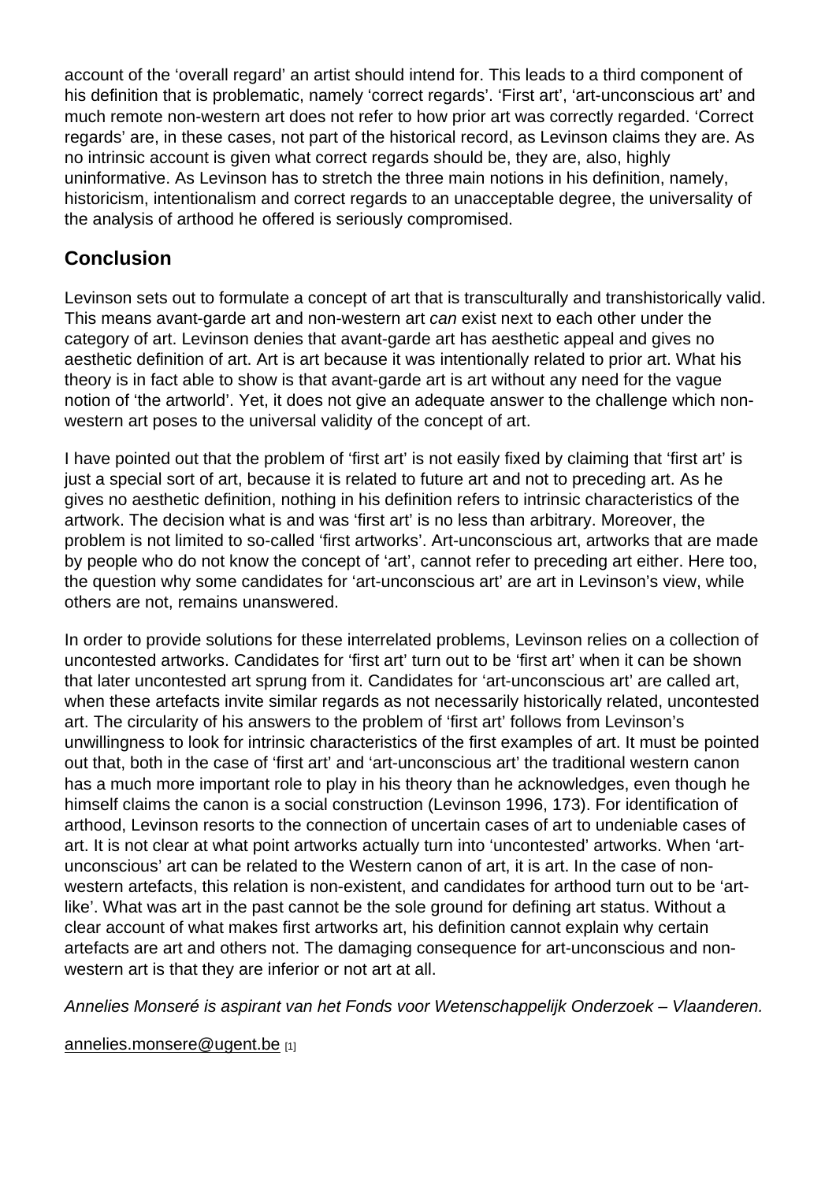account of the 'overall regard' an artist should intend for. This leads to a third component of his definition that is problematic, namely 'correct regards'. 'First art', 'art-unconscious art' and much remote non-western art does not refer to how prior art was correctly regarded. 'Correct regards' are, in these cases, not part of the historical record, as Levinson claims they are. As no intrinsic account is given what correct regards should be, they are, also, highly uninformative. As Levinson has to stretch the three main notions in his definition, namely, historicism, intentionalism and correct regards to an unacceptable degree, the universality of the analysis of arthood he offered is seriously compromised.

## Conclusion

Levinson sets out to formulate a concept of art that is transculturally and transhistorically valid. This means avant-garde art and non-western art *can* exist next to each other under the category of art. Levinson denies that avant-garde art has aesthetic appeal and gives no aesthetic definition of art. Art is art because it was intentionally related to prior art. What his theory is in fact able to show is that avant-garde art is art without any need for the vague notion of 'the artworld'. Yet, it does not give an adequate answer to the challenge which non-western art poses to the universal validity of the concept of art.

I have pointed out that the problem of 'first art' is not easily fixed by claiming that 'first art' is just a special sort of art, because it is related to future art and not to preceding art. As he gives no aesthetic definition, nothing in his definition refers to intrinsic characteristics of the artwork. The decision what is and was 'first art' is no less than arbitrary. Moreover, the problem is not limited to so-called 'first artworks'. Art-unconscious art, artworks that are made by people who do not know the concept of 'art', cannot refer to preceding art either. Here too, the question why some candidates for 'art-unconscious art' are art in Levinson's view, while others are not, remains unanswered.

In order to provide solutions for these interrelated problems, Levinson relies on a collection of uncontested artworks. Candidates for 'first art' turn out to be 'first art' when it can be shown that later uncontested art sprung from it. Candidates for 'art-unconscious art' are called art, when these artefacts invite similar regards as not necessarily historically related, uncontested art. The circularity of his answers to the problem of 'first art' follows from Levinson's unwillingness to look for intrinsic characteristics of the first examples of art. It must be pointed out that, both in the case of 'first art' and 'art-unconscious art' the traditional western canon has a much more important role to play in his theory than he acknowledges, even though he himself claims the canon is a social construction (Levinson 1996, 173). For identification of arthood, Levinson resorts to the connection of uncertain cases of art to undeniable cases of art. It is not clear at what point artworks actually turn into 'uncontested' artworks. When 'art-unconscious' art can be related to the Western canon of art, it is art. In the case of non-western artefacts, this relation is non-existent, and candidates for arthood turn out to be 'art-like'. What was art in the past cannot be the sole ground for defining art status. Without a clear account of what makes first artworks art, his definition cannot explain why certain artefacts are art and others not. The damaging consequence for art-unconscious and non-western art is that they are inferior or not art at all.

*Annelies Monseré is aspirant van het Fonds voor Wetenschappelijk Onderzoek – Vlaanderen.*

annelies.monsere@ugent.be [1]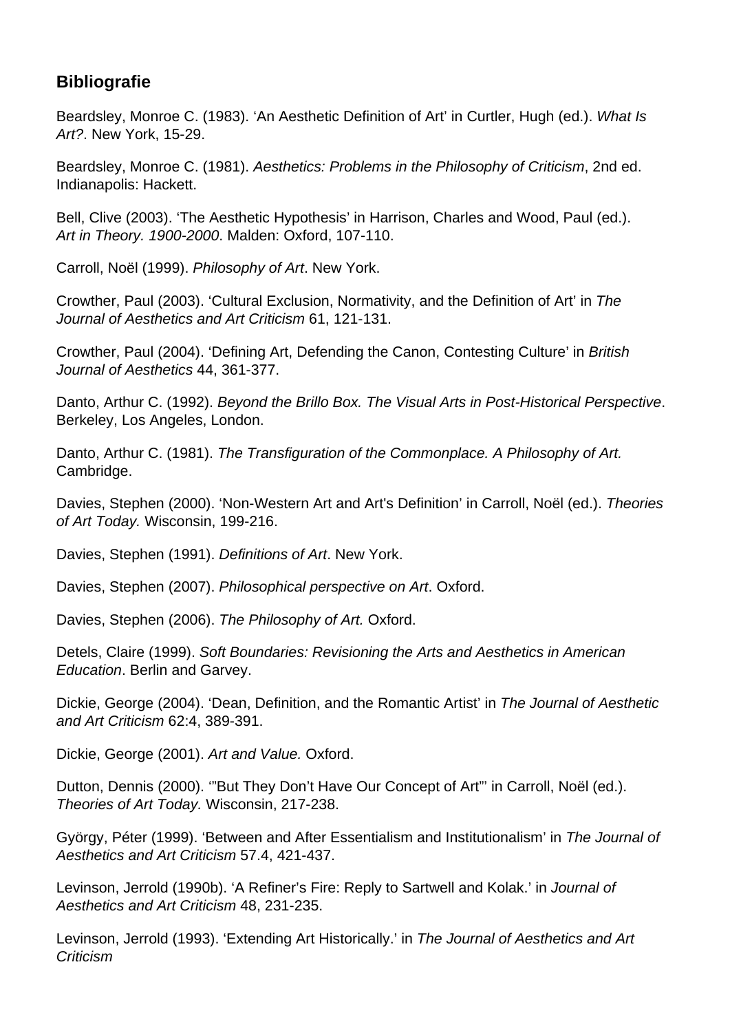## Bibliografie

Beardsley, Monroe C. (1983). ‘An Aesthetic Definition of Art’ in Curtler, Hugh (ed.). *What Is Art?*. New York, 15-29.

Beardsley, Monroe C. (1981). *Aesthetics: Problems in the Philosophy of Criticism*, 2nd ed. Indianapolis: Hackett.

Bell, Clive (2003). ‘The Aesthetic Hypothesis’ in Harrison, Charles and Wood, Paul (ed.). *Art in Theory. 1900-2000*. Malden: Oxford, 107-110.

Carroll, Noël (1999). *Philosophy of Art*. New York.

Crowther, Paul (2003). ‘Cultural Exclusion, Normativity, and the Definition of Art’ in *The Journal of Aesthetics and Art Criticism* 61, 121-131.

Crowther, Paul (2004). ‘Defining Art, Defending the Canon, Contesting Culture’ in *British Journal of Aesthetics* 44, 361-377.

Danto, Arthur C. (1992). *Beyond the Brillo Box. The Visual Arts in Post-Historical Perspective*. Berkeley, Los Angeles, London.

Danto, Arthur C. (1981). *The Transfiguration of the Commonplace. A Philosophy of Art.* Cambridge.

Davies, Stephen (2000). ‘Non-Western Art and Art's Definition’ in Carroll, Noël (ed.). *Theories of Art Today.* Wisconsin, 199-216.

Davies, Stephen (1991). *Definitions of Art*. New York.

Davies, Stephen (2007). *Philosophical perspective on Art*. Oxford.

Davies, Stephen (2006). *The Philosophy of Art.* Oxford.

Detels, Claire (1999). *Soft Boundaries: Revisioning the Arts and Aesthetics in American Education*. Berlin and Garvey.

Dickie, George (2004). ‘Dean, Definition, and the Romantic Artist’ in *The Journal of Aesthetic and Art Criticism* 62:4, 389-391.

Dickie, George (2001). *Art and Value.* Oxford.

Dutton, Dennis (2000). ‘”But They Don’t Have Our Concept of Art”’ in Carroll, Noël (ed.). *Theories of Art Today.* Wisconsin, 217-238.

György, Péter (1999). ‘Between and After Essentialism and Institutionalism’ in *The Journal of Aesthetics and Art Criticism* 57.4, 421-437.

Levinson, Jerrold (1990b). ‘A Refiner’s Fire: Reply to Sartwell and Kolak.’ in *Journal of Aesthetics and Art Criticism* 48, 231-235.

Levinson, Jerrold (1993). ‘Extending Art Historically.’ in *The Journal of Aesthetics and Art Criticism*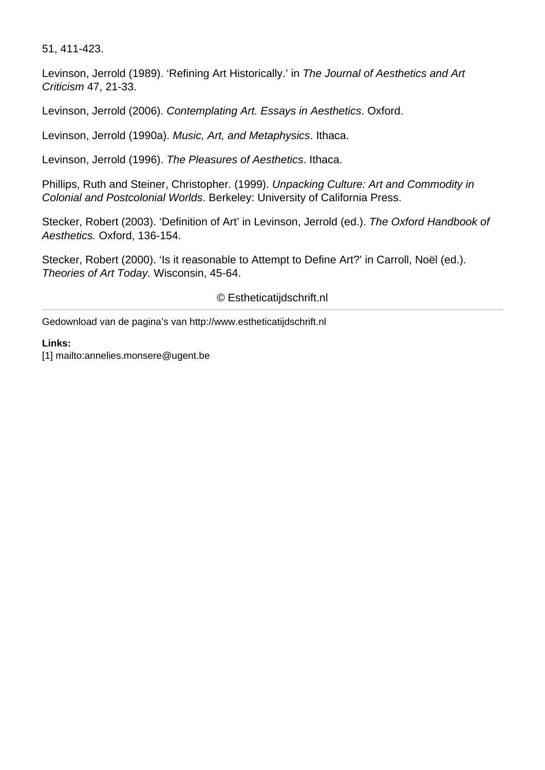51, 411-423.

Levinson, Jerrold (1989). 'Refining Art Historically.' in *The Journal of Aesthetics and Art Criticism* 47, 21-33.

Levinson, Jerrold (2006). *Contemplating Art. Essays in Aesthetics*. Oxford.

Levinson, Jerrold (1990a). *Music, Art, and Metaphysics*. Ithaca.

Levinson, Jerrold (1996). *The Pleasures of Aesthetics*. Ithaca.

Phillips, Ruth and Steiner, Christopher. (1999). *Unpacking Culture: Art and Commodity in Colonial and Postcolonial Worlds*. Berkeley: University of California Press.

Stecker, Robert (2003). 'Definition of Art' in Levinson, Jerrold (ed.). *The Oxford Handbook of Aesthetics.* Oxford, 136-154.

Stecker, Robert (2000). 'Is it reasonable to Attempt to Define Art?' in Carroll, Noël (ed.). *Theories of Art Today.* Wisconsin, 45-64.

© Estheticatijdschrift.nl

---

Gedownload van de pagina's van http://www.estheticatijdschrift.nl

**Links:**
[1] mailto:annelies.monsere@ugent.be